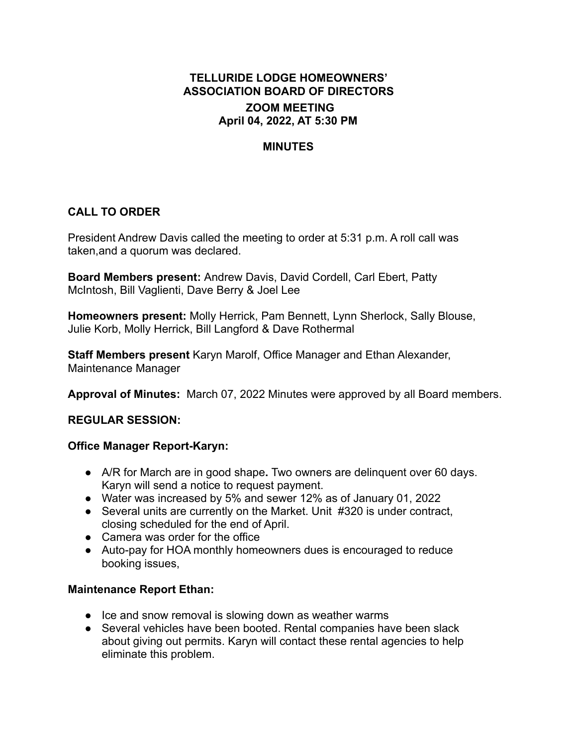# TELLURIDE LODGE HOMEOWNERS' ASSOCIATION BOARD OF DIRECTORS

## ZOOM MEETING
## April 04, 2022, AT 5:30 PM

## MINUTES

### CALL TO ORDER

President Andrew Davis called the meeting to order at 5:31 p.m. A roll call was taken,and a quorum was declared.

**Board Members present:** Andrew Davis, David Cordell, Carl Ebert, Patty McIntosh, Bill Vaglienti, Dave Berry & Joel Lee

**Homeowners present:** Molly Herrick, Pam Bennett, Lynn Sherlock, Sally Blouse, Julie Korb, Molly Herrick, Bill Langford & Dave Rothermal

**Staff Members present** Karyn Marolf, Office Manager and Ethan Alexander, Maintenance Manager

**Approval of Minutes:** March 07, 2022 Minutes were approved by all Board members.

### REGULAR SESSION:

**Office Manager Report-Karyn:**

- A/R for March are in good shape**.** Two owners are delinquent over 60 days. Karyn will send a notice to request payment.
- Water was increased by 5% and sewer 12% as of January 01, 2022
- Several units are currently on the Market. Unit #320 is under contract, closing scheduled for the end of April.
- Camera was order for the office
- Auto-pay for HOA monthly homeowners dues is encouraged to reduce booking issues,

**Maintenance Report Ethan:**

- Ice and snow removal is slowing down as weather warms
- Several vehicles have been booted. Rental companies have been slack about giving out permits. Karyn will contact these rental agencies to help eliminate this problem.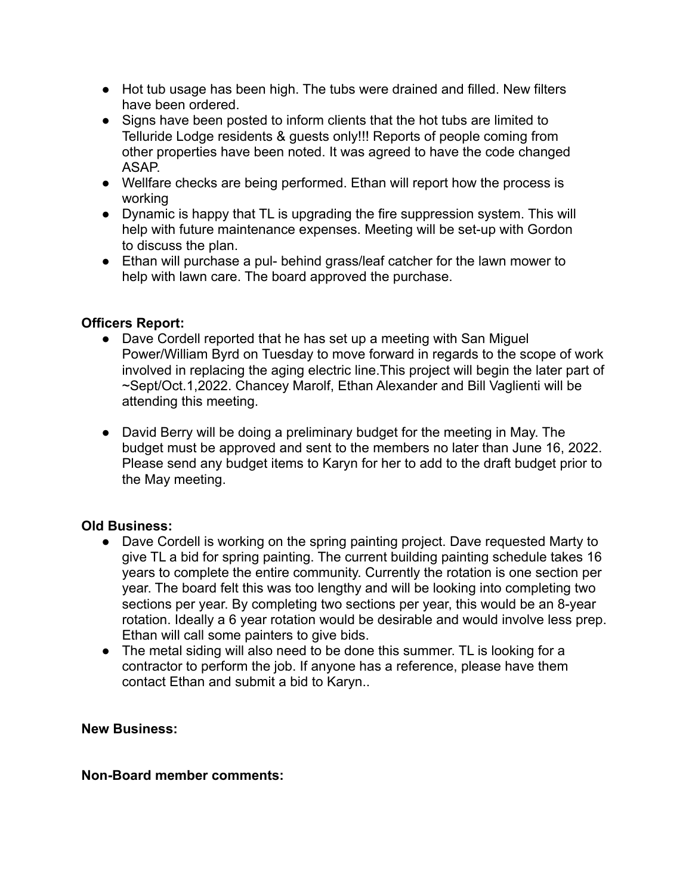- Hot tub usage has been high. The tubs were drained and filled. New filters have been ordered.
- Signs have been posted to inform clients that the hot tubs are limited to Telluride Lodge residents & guests only!!! Reports of people coming from other properties have been noted. It was agreed to have the code changed ASAP.
- Wellfare checks are being performed. Ethan will report how the process is working
- Dynamic is happy that TL is upgrading the fire suppression system. This will help with future maintenance expenses. Meeting will be set-up with Gordon to discuss the plan.
- Ethan will purchase a pul- behind grass/leaf catcher for the lawn mower to help with lawn care. The board approved the purchase.

**Officers Report:**

- Dave Cordell reported that he has set up a meeting with San Miguel Power/William Byrd on Tuesday to move forward in regards to the scope of work involved in replacing the aging electric line.This project will begin the later part of ~Sept/Oct.1,2022. Chancey Marolf, Ethan Alexander and Bill Vaglienti will be attending this meeting.

- David Berry will be doing a preliminary budget for the meeting in May. The budget must be approved and sent to the members no later than June 16, 2022. Please send any budget items to Karyn for her to add to the draft budget prior to the May meeting.

**Old Business:**

- Dave Cordell is working on the spring painting project. Dave requested Marty to give TL a bid for spring painting. The current building painting schedule takes 16 years to complete the entire community. Currently the rotation is one section per year. The board felt this was too lengthy and will be looking into completing two sections per year. By completing two sections per year, this would be an 8-year rotation. Ideally a 6 year rotation would be desirable and would involve less prep. Ethan will call some painters to give bids.
- The metal siding will also need to be done this summer. TL is looking for a contractor to perform the job. If anyone has a reference, please have them contact Ethan and submit a bid to Karyn..

**New Business:**

**Non-Board member comments:**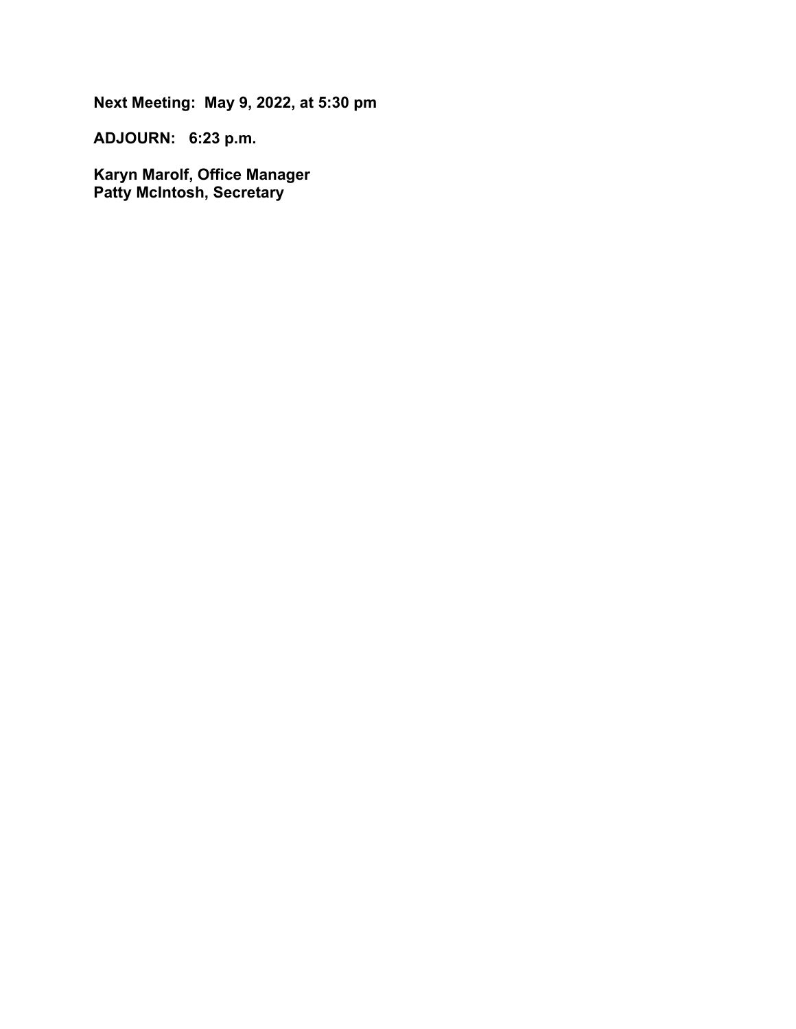**Next Meeting: May 9, 2022, at 5:30 pm**

**ADJOURN: 6:23 p.m.**

**Karyn Marolf, Office Manager**
**Patty McIntosh, Secretary**